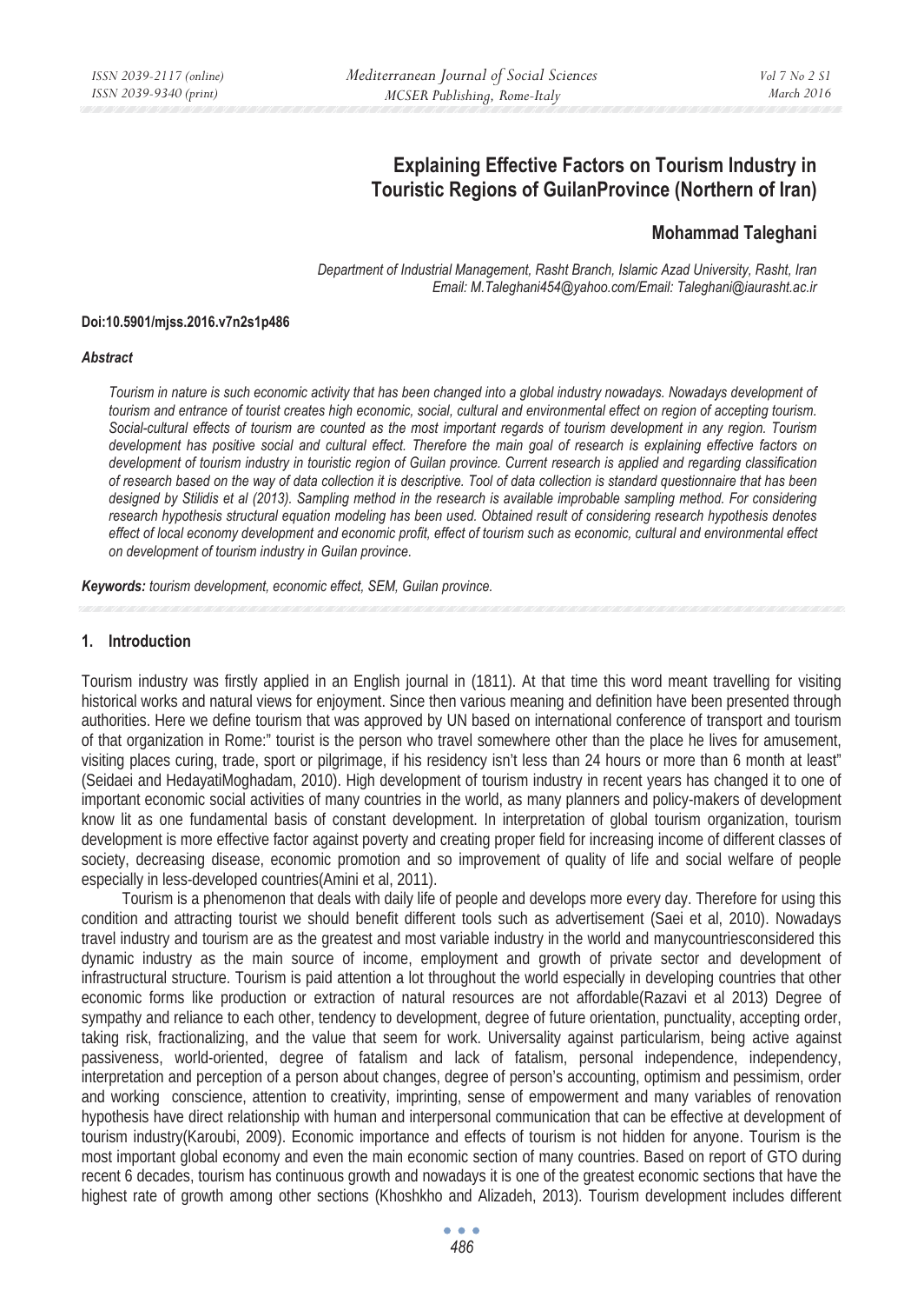# Explaining Effective Factors on Tourism Industry in Touristic Regions of GuilanProvince (Northern of Iran)

## Mohammad Taleghani

*Department of Industrial Management, Rasht Branch, Islamic Azad University, Rasht, Iran*
*Email: M.Taleghani454@yahoo.com/Email: Taleghani@iaurasht.ac.ir*

**Doi:10.5901/mjss.2016.v7n2s1p486**

### *Abstract*

*Tourism in nature is such economic activity that has been changed into a global industry nowadays. Nowadays development of tourism and entrance of tourist creates high economic, social, cultural and environmental effect on region of accepting tourism. Social-cultural effects of tourism are counted as the most important regards of tourism development in any region. Tourism development has positive social and cultural effect. Therefore the main goal of research is explaining effective factors on development of tourism industry in touristic region of Guilan province. Current research is applied and regarding classification of research based on the way of data collection it is descriptive. Tool of data collection is standard questionnaire that has been designed by Stilidis et al (2013). Sampling method in the research is available improbable sampling method. For considering research hypothesis structural equation modeling has been used. Obtained result of considering research hypothesis denotes effect of local economy development and economic profit, effect of tourism such as economic, cultural and environmental effect on development of tourism industry in Guilan province.*

***Keywords:*** *tourism development, economic effect, SEM, Guilan province.*

## 1. Introduction

Tourism industry was firstly applied in an English journal in (1811). At that time this word meant travelling for visiting historical works and natural views for enjoyment. Since then various meaning and definition have been presented through authorities. Here we define tourism that was approved by UN based on international conference of transport and tourism of that organization in Rome:" tourist is the person who travel somewhere other than the place he lives for amusement, visiting places curing, trade, sport or pilgrimage, if his residency isn't less than 24 hours or more than 6 month at least" (Seidaei and HedayatiMoghadam, 2010). High development of tourism industry in recent years has changed it to one of important economic social activities of many countries in the world, as many planners and policy-makers of development know lit as one fundamental basis of constant development. In interpretation of global tourism organization, tourism development is more effective factor against poverty and creating proper field for increasing income of different classes of society, decreasing disease, economic promotion and so improvement of quality of life and social welfare of people especially in less-developed countries(Amini et al, 2011).

Tourism is a phenomenon that deals with daily life of people and develops more every day. Therefore for using this condition and attracting tourist we should benefit different tools such as advertisement (Saei et al, 2010). Nowadays travel industry and tourism are as the greatest and most variable industry in the world and manycountriesconsidered this dynamic industry as the main source of income, employment and growth of private sector and development of infrastructural structure. Tourism is paid attention a lot throughout the world especially in developing countries that other economic forms like production or extraction of natural resources are not affordable(Razavi et al 2013) Degree of sympathy and reliance to each other, tendency to development, degree of future orientation, punctuality, accepting order, taking risk, fractionalizing, and the value that seem for work. Universality against particularism, being active against passiveness, world-oriented, degree of fatalism and lack of fatalism, personal independence, independency, interpretation and perception of a person about changes, degree of person's accounting, optimism and pessimism, order and working conscience, attention to creativity, imprinting, sense of empowerment and many variables of renovation hypothesis have direct relationship with human and interpersonal communication that can be effective at development of tourism industry(Karoubi, 2009). Economic importance and effects of tourism is not hidden for anyone. Tourism is the most important global economy and even the main economic section of many countries. Based on report of GTO during recent 6 decades, tourism has continuous growth and nowadays it is one of the greatest economic sections that have the highest rate of growth among other sections (Khoshkho and Alizadeh, 2013). Tourism development includes different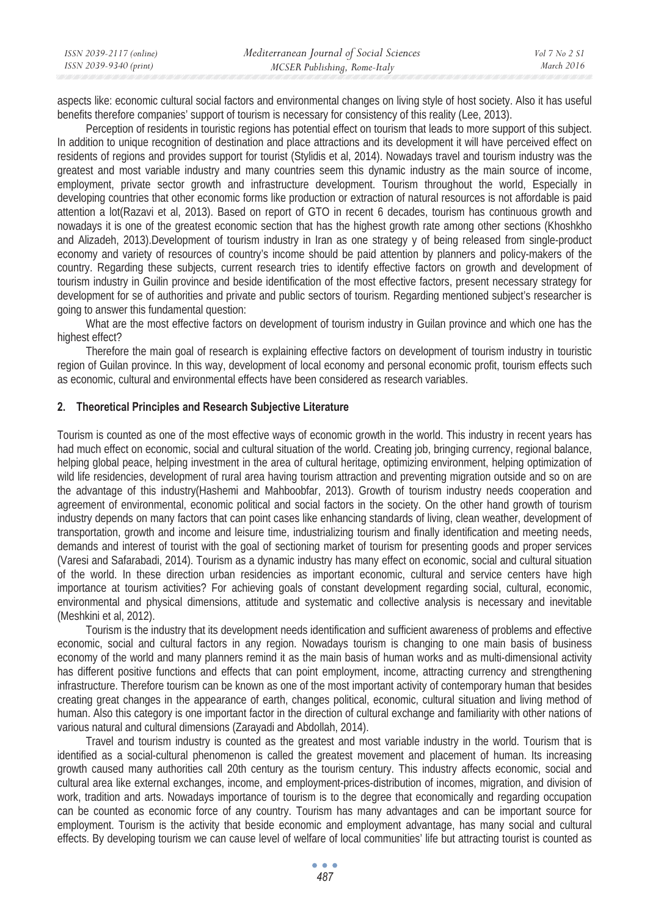aspects like: economic cultural social factors and environmental changes on living style of host society. Also it has useful benefits therefore companies' support of tourism is necessary for consistency of this reality (Lee, 2013).

Perception of residents in touristic regions has potential effect on tourism that leads to more support of this subject. In addition to unique recognition of destination and place attractions and its development it will have perceived effect on residents of regions and provides support for tourist (Stylidis et al, 2014). Nowadays travel and tourism industry was the greatest and most variable industry and many countries seem this dynamic industry as the main source of income, employment, private sector growth and infrastructure development. Tourism throughout the world, Especially in developing countries that other economic forms like production or extraction of natural resources is not affordable is paid attention a lot(Razavi et al, 2013). Based on report of GTO in recent 6 decades, tourism has continuous growth and nowadays it is one of the greatest economic section that has the highest growth rate among other sections (Khoshkho and Alizadeh, 2013).Development of tourism industry in Iran as one strategy y of being released from single-product economy and variety of resources of country's income should be paid attention by planners and policy-makers of the country. Regarding these subjects, current research tries to identify effective factors on growth and development of tourism industry in Guilin province and beside identification of the most effective factors, present necessary strategy for development for se of authorities and private and public sectors of tourism. Regarding mentioned subject's researcher is going to answer this fundamental question:

What are the most effective factors on development of tourism industry in Guilan province and which one has the highest effect?

Therefore the main goal of research is explaining effective factors on development of tourism industry in touristic region of Guilan province. In this way, development of local economy and personal economic profit, tourism effects such as economic, cultural and environmental effects have been considered as research variables.

## 2. Theoretical Principles and Research Subjective Literature

Tourism is counted as one of the most effective ways of economic growth in the world. This industry in recent years has had much effect on economic, social and cultural situation of the world. Creating job, bringing currency, regional balance, helping global peace, helping investment in the area of cultural heritage, optimizing environment, helping optimization of wild life residencies, development of rural area having tourism attraction and preventing migration outside and so on are the advantage of this industry(Hashemi and Mahboobfar, 2013). Growth of tourism industry needs cooperation and agreement of environmental, economic political and social factors in the society. On the other hand growth of tourism industry depends on many factors that can point cases like enhancing standards of living, clean weather, development of transportation, growth and income and leisure time, industrializing tourism and finally identification and meeting needs, demands and interest of tourist with the goal of sectioning market of tourism for presenting goods and proper services (Varesi and Safarabadi, 2014). Tourism as a dynamic industry has many effect on economic, social and cultural situation of the world. In these direction urban residencies as important economic, cultural and service centers have high importance at tourism activities? For achieving goals of constant development regarding social, cultural, economic, environmental and physical dimensions, attitude and systematic and collective analysis is necessary and inevitable (Meshkini et al, 2012).

Tourism is the industry that its development needs identification and sufficient awareness of problems and effective economic, social and cultural factors in any region. Nowadays tourism is changing to one main basis of business economy of the world and many planners remind it as the main basis of human works and as multi-dimensional activity has different positive functions and effects that can point employment, income, attracting currency and strengthening infrastructure. Therefore tourism can be known as one of the most important activity of contemporary human that besides creating great changes in the appearance of earth, changes political, economic, cultural situation and living method of human. Also this category is one important factor in the direction of cultural exchange and familiarity with other nations of various natural and cultural dimensions (Zarayadi and Abdollah, 2014).

Travel and tourism industry is counted as the greatest and most variable industry in the world. Tourism that is identified as a social-cultural phenomenon is called the greatest movement and placement of human. Its increasing growth caused many authorities call 20th century as the tourism century. This industry affects economic, social and cultural area like external exchanges, income, and employment-prices-distribution of incomes, migration, and division of work, tradition and arts. Nowadays importance of tourism is to the degree that economically and regarding occupation can be counted as economic force of any country. Tourism has many advantages and can be important source for employment. Tourism is the activity that beside economic and employment advantage, has many social and cultural effects. By developing tourism we can cause level of welfare of local communities' life but attracting tourist is counted as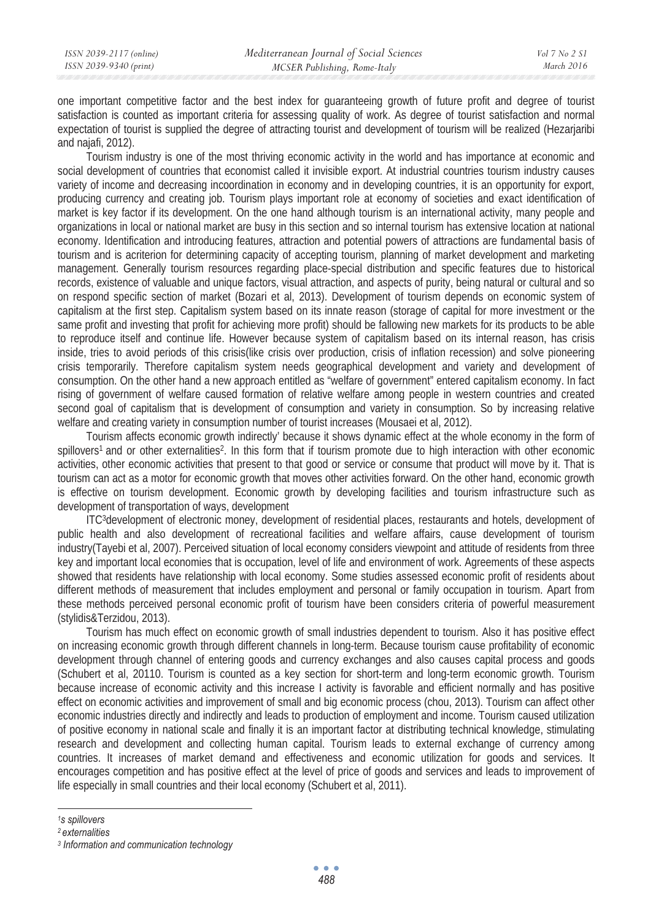one important competitive factor and the best index for guaranteeing growth of future profit and degree of tourist satisfaction is counted as important criteria for assessing quality of work. As degree of tourist satisfaction and normal expectation of tourist is supplied the degree of attracting tourist and development of tourism will be realized (Hezarjaribi and najafi, 2012).

Tourism industry is one of the most thriving economic activity in the world and has importance at economic and social development of countries that economist called it invisible export. At industrial countries tourism industry causes variety of income and decreasing incoordination in economy and in developing countries, it is an opportunity for export, producing currency and creating job. Tourism plays important role at economy of societies and exact identification of market is key factor if its development. On the one hand although tourism is an international activity, many people and organizations in local or national market are busy in this section and so internal tourism has extensive location at national economy. Identification and introducing features, attraction and potential powers of attractions are fundamental basis of tourism and is acriterion for determining capacity of accepting tourism, planning of market development and marketing management. Generally tourism resources regarding place-special distribution and specific features due to historical records, existence of valuable and unique factors, visual attraction, and aspects of purity, being natural or cultural and so on respond specific section of market (Bozari et al, 2013). Development of tourism depends on economic system of capitalism at the first step. Capitalism system based on its innate reason (storage of capital for more investment or the same profit and investing that profit for achieving more profit) should be fallowing new markets for its products to be able to reproduce itself and continue life. However because system of capitalism based on its internal reason, has crisis inside, tries to avoid periods of this crisis(like crisis over production, crisis of inflation recession) and solve pioneering crisis temporarily. Therefore capitalism system needs geographical development and variety and development of consumption. On the other hand a new approach entitled as "welfare of government" entered capitalism economy. In fact rising of government of welfare caused formation of relative welfare among people in western countries and created second goal of capitalism that is development of consumption and variety in consumption. So by increasing relative welfare and creating variety in consumption number of tourist increases (Mousaei et al, 2012).

Tourism affects economic growth indirectly' because it shows dynamic effect at the whole economy in the form of spillovers[1] and or other externalities[2]. In this form that if tourism promote due to high interaction with other economic activities, other economic activities that present to that good or service or consume that product will move by it. That is tourism can act as a motor for economic growth that moves other activities forward. On the other hand, economic growth is effective on tourism development. Economic growth by developing facilities and tourism infrastructure such as development of transportation of ways, development

ITC[3]development of electronic money, development of residential places, restaurants and hotels, development of public health and also development of recreational facilities and welfare affairs, cause development of tourism industry(Tayebi et al, 2007). Perceived situation of local economy considers viewpoint and attitude of residents from three key and important local economies that is occupation, level of life and environment of work. Agreements of these aspects showed that residents have relationship with local economy. Some studies assessed economic profit of residents about different methods of measurement that includes employment and personal or family occupation in tourism. Apart from these methods perceived personal economic profit of tourism have been considers criteria of powerful measurement (stylidis&Terzidou, 2013).

Tourism has much effect on economic growth of small industries dependent to tourism. Also it has positive effect on increasing economic growth through different channels in long-term. Because tourism cause profitability of economic development through channel of entering goods and currency exchanges and also causes capital process and goods (Schubert et al, 20110. Tourism is counted as a key section for short-term and long-term economic growth. Tourism because increase of economic activity and this increase I activity is favorable and efficient normally and has positive effect on economic activities and improvement of small and big economic process (chou, 2013). Tourism can affect other economic industries directly and indirectly and leads to production of employment and income. Tourism caused utilization of positive economy in national scale and finally it is an important factor at distributing technical knowledge, stimulating research and development and collecting human capital. Tourism leads to external exchange of currency among countries. It increases of market demand and effectiveness and economic utilization for goods and services. It encourages competition and has positive effect at the level of price of goods and services and leads to improvement of life especially in small countries and their local economy (Schubert et al, 2011).

---

*[1]s spillovers*

*[2] externalities*

*[3] Information and communication technology*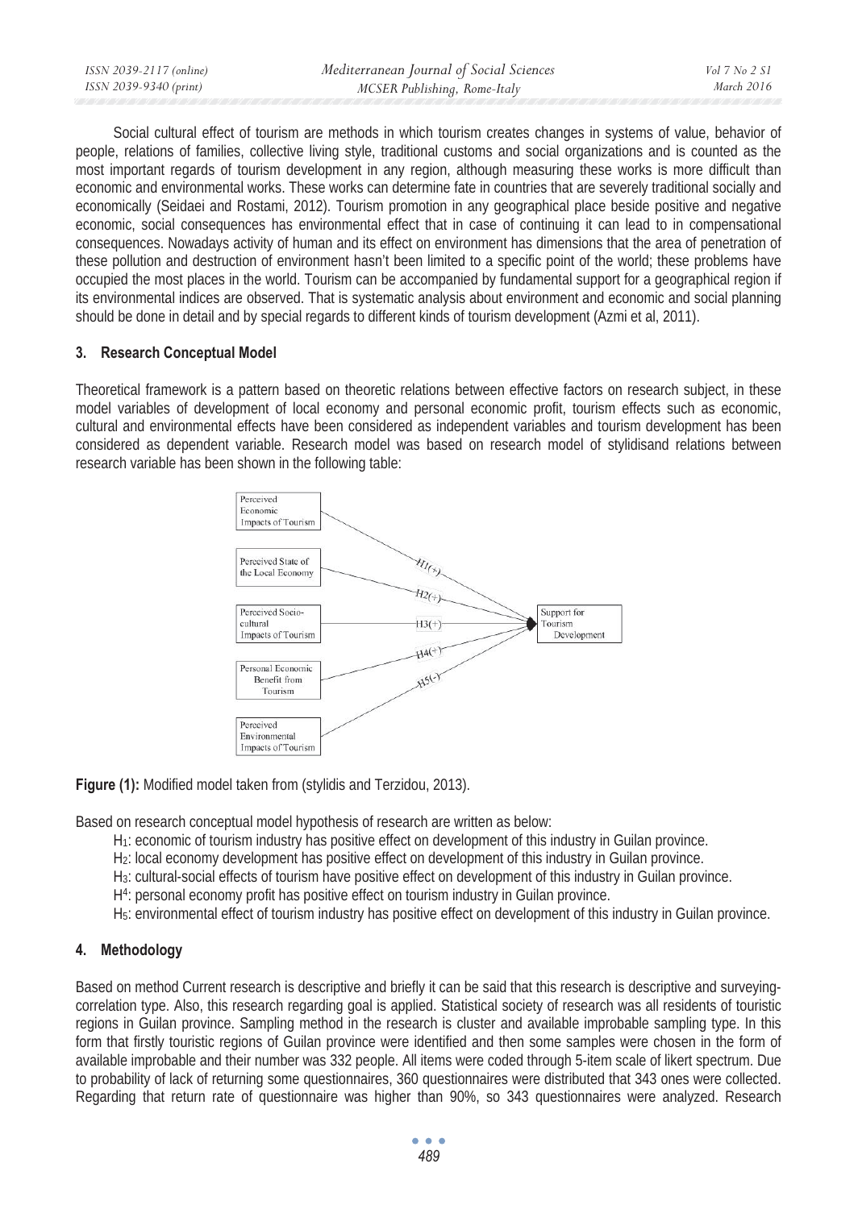Social cultural effect of tourism are methods in which tourism creates changes in systems of value, behavior of people, relations of families, collective living style, traditional customs and social organizations and is counted as the most important regards of tourism development in any region, although measuring these works is more difficult than economic and environmental works. These works can determine fate in countries that are severely traditional socially and economically (Seidaei and Rostami, 2012). Tourism promotion in any geographical place beside positive and negative economic, social consequences has environmental effect that in case of continuing it can lead to in compensational consequences. Nowadays activity of human and its effect on environment has dimensions that the area of penetration of these pollution and destruction of environment hasn't been limited to a specific point of the world; these problems have occupied the most places in the world. Tourism can be accompanied by fundamental support for a geographical region if its environmental indices are observed. That is systematic analysis about environment and economic and social planning should be done in detail and by special regards to different kinds of tourism development (Azmi et al, 2011).

## 3. Research Conceptual Model

Theoretical framework is a pattern based on theoretic relations between effective factors on research subject, in these model variables of development of local economy and personal economic profit, tourism effects such as economic, cultural and environmental effects have been considered as independent variables and tourism development has been considered as dependent variable. Research model was based on research model of stylidisand relations between research variable has been shown in the following table:

Perceived Economic Impacts of Tourism — H1(+)
Perceived State of the Local Economy — H2(+)
Perceived Socio-cultural Impacts of Tourism — H3(+)
Personal Economic Benefit from Tourism — H4(+)
Perceived Environmental Impacts of Tourism — H5(-)
→ Support for Tourism Development

**Figure (1):** Modified model taken from (stylidis and Terzidou, 2013).

Based on research conceptual model hypothesis of research are written as below:

$H_1$: economic of tourism industry has positive effect on development of this industry in Guilan province.

$H_2$: local economy development has positive effect on development of this industry in Guilan province.

$H_3$: cultural-social effects of tourism have positive effect on development of this industry in Guilan province.

$H^4$: personal economy profit has positive effect on tourism industry in Guilan province.

$H_5$: environmental effect of tourism industry has positive effect on development of this industry in Guilan province.

## 4. Methodology

Based on method Current research is descriptive and briefly it can be said that this research is descriptive and surveying-correlation type. Also, this research regarding goal is applied. Statistical society of research was all residents of touristic regions in Guilan province. Sampling method in the research is cluster and available improbable sampling type. In this form that firstly touristic regions of Guilan province were identified and then some samples were chosen in the form of available improbable and their number was 332 people. All items were coded through 5-item scale of likert spectrum. Due to probability of lack of returning some questionnaires, 360 questionnaires were distributed that 343 ones were collected. Regarding that return rate of questionnaire was higher than 90%, so 343 questionnaires were analyzed. Research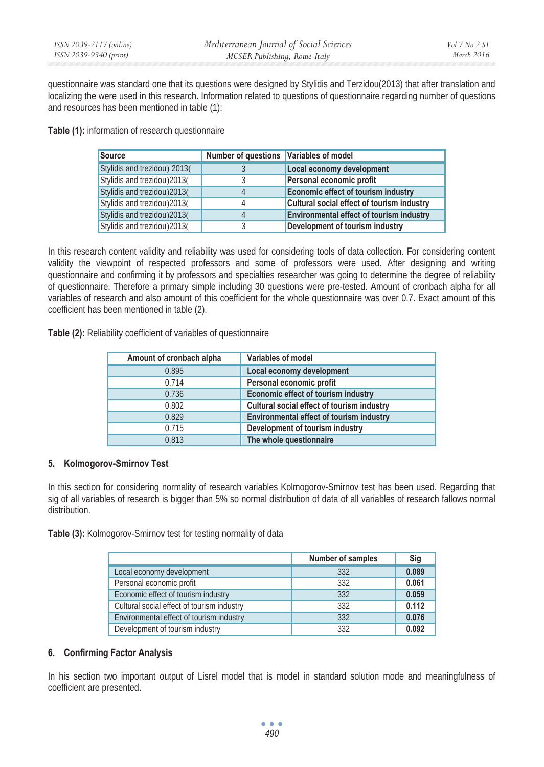questionnaire was standard one that its questions were designed by Stylidis and Terzidou(2013) that after translation and localizing the were used in this research. Information related to questions of questionnaire regarding number of questions and resources has been mentioned in table (1):

**Table (1):** information of research questionnaire

| Source | Number of questions | Variables of model |
|---|---|---|
| Stylidis and trezidou) 2013( | 3 | **Local economy development** |
| Stylidis and trezidou)2013( | 3 | **Personal economic profit** |
| Stylidis and trezidou)2013( | 4 | **Economic effect of tourism industry** |
| Stylidis and trezidou)2013( | 4 | **Cultural social effect of tourism industry** |
| Stylidis and trezidou)2013( | 4 | **Environmental effect of tourism industry** |
| Stylidis and trezidou)2013( | 3 | **Development of tourism industry** |

In this research content validity and reliability was used for considering tools of data collection. For considering content validity the viewpoint of respected professors and some of professors were used. After designing and writing questionnaire and confirming it by professors and specialties researcher was going to determine the degree of reliability of questionnaire. Therefore a primary simple including 30 questions were pre-tested. Amount of cronbach alpha for all variables of research and also amount of this coefficient for the whole questionnaire was over 0.7. Exact amount of this coefficient has been mentioned in table (2).

**Table (2):** Reliability coefficient of variables of questionnaire

| Amount of cronbach alpha | Variables of model |
|---|---|
| 0.895 | **Local economy development** |
| 0.714 | **Personal economic profit** |
| 0.736 | **Economic effect of tourism industry** |
| 0.802 | **Cultural social effect of tourism industry** |
| 0.829 | **Environmental effect of tourism industry** |
| 0.715 | **Development of tourism industry** |
| 0.813 | **The whole questionnaire** |

## 5. Kolmogorov-Smirnov Test

In this section for considering normality of research variables Kolmogorov-Smirnov test has been used. Regarding that sig of all variables of research is bigger than 5% so normal distribution of data of all variables of research fallows normal distribution.

**Table (3):** Kolmogorov-Smirnov test for testing normality of data

| | Number of samples | Sig |
|---|---|---|
| Local economy development | 332 | **0.089** |
| Personal economic profit | 332 | **0.061** |
| Economic effect of tourism industry | 332 | **0.059** |
| Cultural social effect of tourism industry | 332 | **0.112** |
| Environmental effect of tourism industry | 332 | **0.076** |
| Development of tourism industry | 332 | **0.092** |

## 6. Confirming Factor Analysis

In his section two important output of Lisrel model that is model in standard solution mode and meaningfulness of coefficient are presented.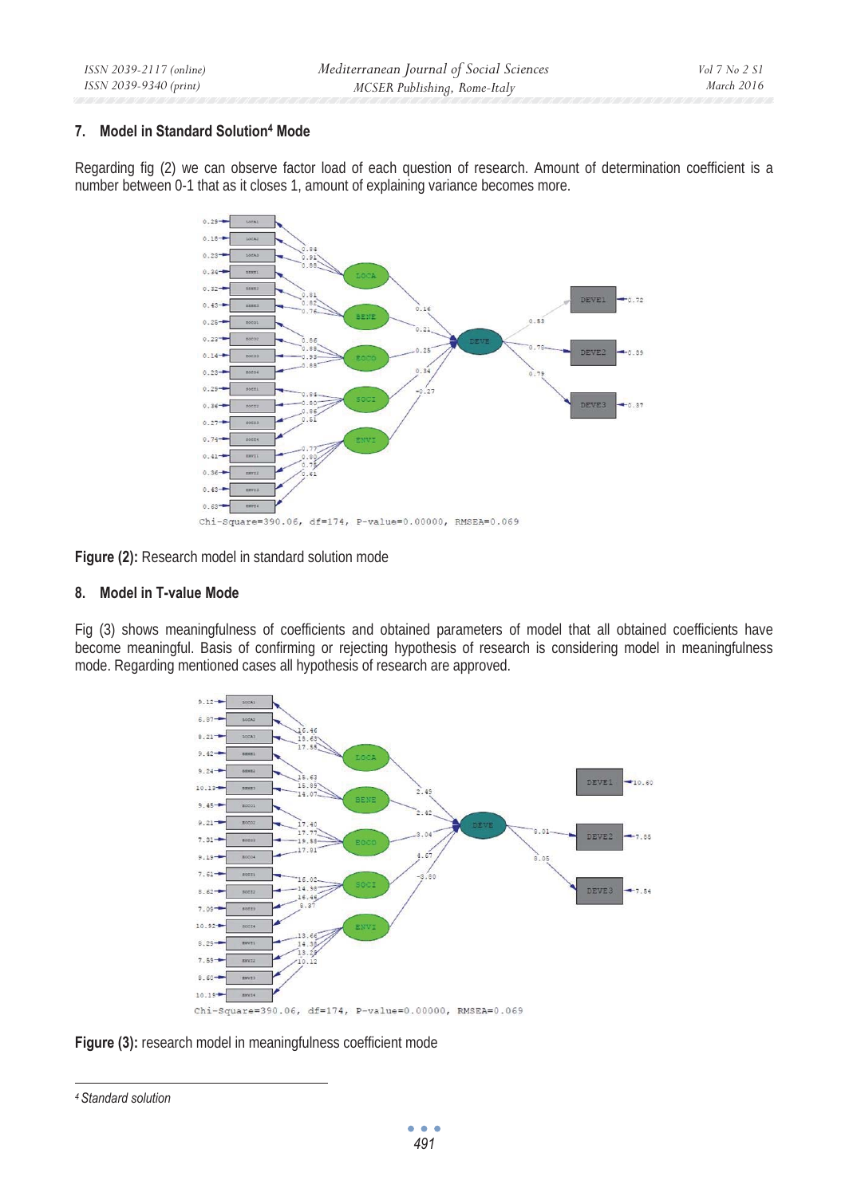## 7. Model in Standard Solution[4] Mode

Regarding fig (2) we can observe factor load of each question of research. Amount of determination coefficient is a number between 0-1 that as it closes 1, amount of explaining variance becomes more.

**Figure (2):** Research model in standard solution mode

## 8. Model in T-value Mode

Fig (3) shows meaningfulness of coefficients and obtained parameters of model that all obtained coefficients have become meaningful. Basis of confirming or rejecting hypothesis of research is considering model in meaningfulness mode. Regarding mentioned cases all hypothesis of research are approved.

**Figure (3):** research model in meaningfulness coefficient mode

---

[4] *Standard solution*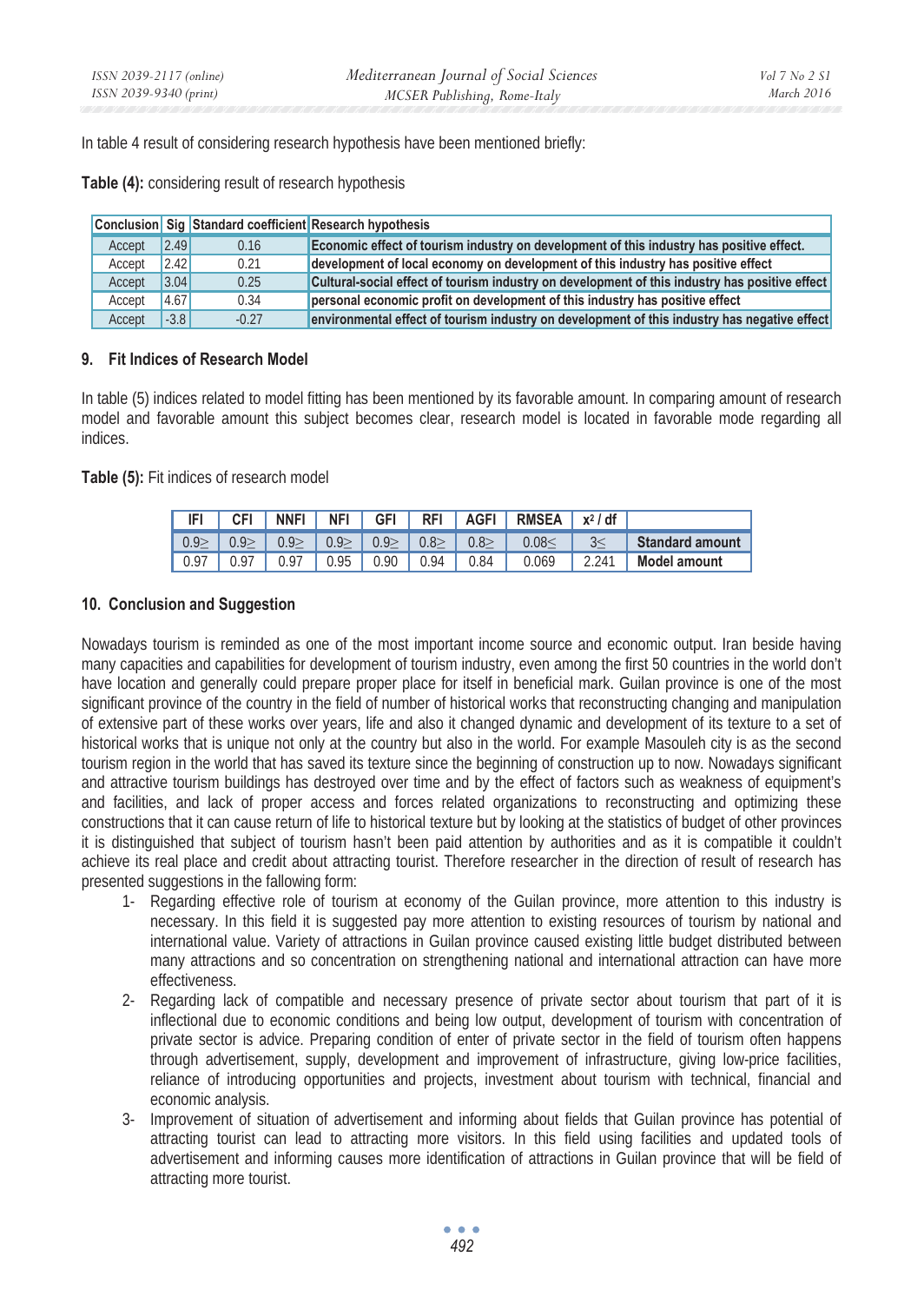In table 4 result of considering research hypothesis have been mentioned briefly:

**Table (4):** considering result of research hypothesis

| Conclusion | Sig | Standard coefficient | Research hypothesis |
|---|---|---|---|
| Accept | 2.49 | 0.16 | Economic effect of tourism industry on development of this industry has positive effect. |
| Accept | 2.42 | 0.21 | development of local economy on development of this industry has positive effect |
| Accept | 3.04 | 0.25 | Cultural-social effect of tourism industry on development of this industry has positive effect |
| Accept | 4.67 | 0.34 | personal economic profit on development of this industry has positive effect |
| Accept | -3.8 | -0.27 | environmental effect of tourism industry on development of this industry has negative effect |

### 9. Fit Indices of Research Model

In table (5) indices related to model fitting has been mentioned by its favorable amount. In comparing amount of research model and favorable amount this subject becomes clear, research model is located in favorable mode regarding all indices.

**Table (5):** Fit indices of research model

| IFI | CFI | NNFI | NFI | GFI | RFI | AGFI | RMSEA | $x^2$ / df | |
|---|---|---|---|---|---|---|---|---|---|
| 0.9≥ | 0.9≥ | 0.9≥ | 0.9≥ | 0.9≥ | 0.8≥ | 0.8≥ | 0.08≤ | 3≤ | **Standard amount** |
| 0.97 | 0.97 | 0.97 | 0.95 | 0.90 | 0.94 | 0.84 | 0.069 | 2.241 | **Model amount** |

### 10. Conclusion and Suggestion

Nowadays tourism is reminded as one of the most important income source and economic output. Iran beside having many capacities and capabilities for development of tourism industry, even among the first 50 countries in the world don't have location and generally could prepare proper place for itself in beneficial mark. Guilan province is one of the most significant province of the country in the field of number of historical works that reconstructing changing and manipulation of extensive part of these works over years, life and also it changed dynamic and development of its texture to a set of historical works that is unique not only at the country but also in the world. For example Masouleh city is as the second tourism region in the world that has saved its texture since the beginning of construction up to now. Nowadays significant and attractive tourism buildings has destroyed over time and by the effect of factors such as weakness of equipment's and facilities, and lack of proper access and forces related organizations to reconstructing and optimizing these constructions that it can cause return of life to historical texture but by looking at the statistics of budget of other provinces it is distinguished that subject of tourism hasn't been paid attention by authorities and as it is compatible it couldn't achieve its real place and credit about attracting tourist. Therefore researcher in the direction of result of research has presented suggestions in the fallowing form:

1- Regarding effective role of tourism at economy of the Guilan province, more attention to this industry is necessary. In this field it is suggested pay more attention to existing resources of tourism by national and international value. Variety of attractions in Guilan province caused existing little budget distributed between many attractions and so concentration on strengthening national and international attraction can have more effectiveness.

2- Regarding lack of compatible and necessary presence of private sector about tourism that part of it is inflectional due to economic conditions and being low output, development of tourism with concentration of private sector is advice. Preparing condition of enter of private sector in the field of tourism often happens through advertisement, supply, development and improvement of infrastructure, giving low-price facilities, reliance of introducing opportunities and projects, investment about tourism with technical, financial and economic analysis.

3- Improvement of situation of advertisement and informing about fields that Guilan province has potential of attracting tourist can lead to attracting more visitors. In this field using facilities and updated tools of advertisement and informing causes more identification of attractions in Guilan province that will be field of attracting more tourist.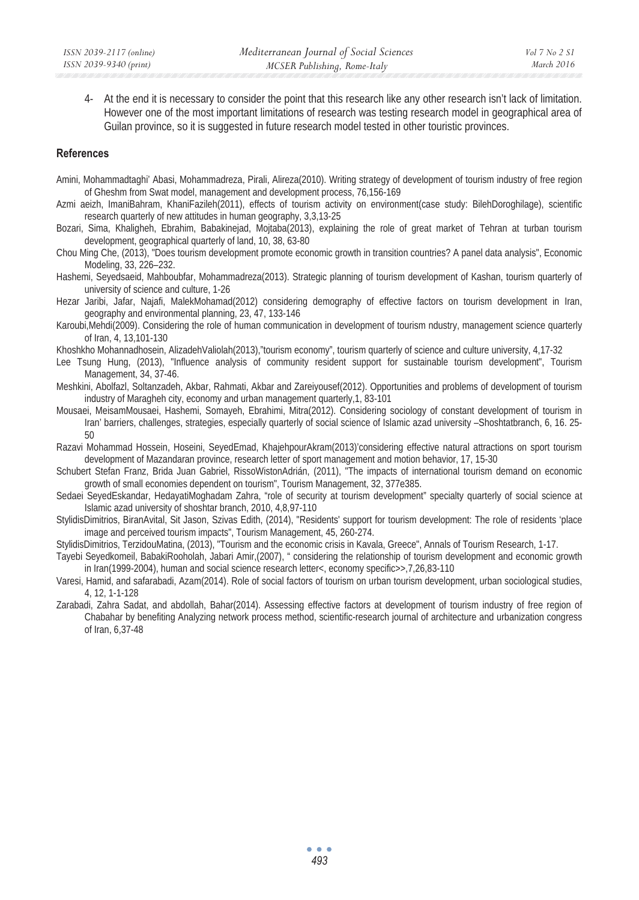4- At the end it is necessary to consider the point that this research like any other research isn't lack of limitation. However one of the most important limitations of research was testing research model in geographical area of Guilan province, so it is suggested in future research model tested in other touristic provinces.

## References

Amini, Mohammadtaghi' Abasi, Mohammadreza, Pirali, Alireza(2010). Writing strategy of development of tourism industry of free region of Gheshm from Swat model, management and development process, 76,156-169

Azmi aeizh, ImaniBahram, KhaniFazileh(2011), effects of tourism activity on environment(case study: BilehDoroghilage), scientific research quarterly of new attitudes in human geography, 3,3,13-25

Bozari, Sima, Khaligheh, Ebrahim, Babakinejad, Mojtaba(2013), explaining the role of great market of Tehran at turban tourism development, geographical quarterly of land, 10, 38, 63-80

Chou Ming Che, (2013), "Does tourism development promote economic growth in transition countries? A panel data analysis", Economic Modeling, 33, 226–232.

Hashemi, Seyedsaeid, Mahboubfar, Mohammadreza(2013). Strategic planning of tourism development of Kashan, tourism quarterly of university of science and culture, 1-26

Hezar Jaribi, Jafar, Najafi, MalekMohamad(2012) considering demography of effective factors on tourism development in Iran, geography and environmental planning, 23, 47, 133-146

Karoubi,Mehdi(2009). Considering the role of human communication in development of tourism ndustry, management science quarterly of Iran, 4, 13,101-130

Khoshkho Mohannadhosein, AlizadehValiolah(2013),"tourism economy", tourism quarterly of science and culture university, 4,17-32

Lee Tsung Hung, (2013), "Influence analysis of community resident support for sustainable tourism development", Tourism Management, 34, 37-46.

Meshkini, Abolfazl, Soltanzadeh, Akbar, Rahmati, Akbar and Zareiyousef(2012). Opportunities and problems of development of tourism industry of Maragheh city, economy and urban management quarterly,1, 83-101

Mousaei, MeisamMousaei, Hashemi, Somayeh, Ebrahimi, Mitra(2012). Considering sociology of constant development of tourism in Iran' barriers, challenges, strategies, especially quarterly of social science of Islamic azad university –Shoshtatbranch, 6, 16. 25-50

Razavi Mohammad Hossein, Hoseini, SeyedEmad, KhajehpourAkram(2013)'considering effective natural attractions on sport tourism development of Mazandaran province, research letter of sport management and motion behavior, 17, 15-30

Schubert Stefan Franz, Brida Juan Gabriel, RissoWistonAdrián, (2011), "The impacts of international tourism demand on economic growth of small economies dependent on tourism", Tourism Management, 32, 377e385.

Sedaei SeyedEskandar, HedayatiMoghadam Zahra, "role of security at tourism development" specialty quarterly of social science at Islamic azad university of shoshtar branch, 2010, 4,8,97-110

StylidisDimitrios, BiranAvital, Sit Jason, Szivas Edith, (2014), "Residents' support for tourism development: The role of residents 'place image and perceived tourism impacts", Tourism Management, 45, 260-274.

StylidisDimitrios, TerzidouMatina, (2013), "Tourism and the economic crisis in Kavala, Greece", Annals of Tourism Research, 1-17.

Tayebi Seyedkomeil, BabakiRooholah, Jabari Amir,(2007), " considering the relationship of tourism development and economic growth in Iran(1999-2004), human and social science research letter<, economy specific>>,7,26,83-110

Varesi, Hamid, and safarabadi, Azam(2014). Role of social factors of tourism on urban tourism development, urban sociological studies, 4, 12, 1-1-128

Zarabadi, Zahra Sadat, and abdollah, Bahar(2014). Assessing effective factors at development of tourism industry of free region of Chabahar by benefiting Analyzing network process method, scientific-research journal of architecture and urbanization congress of Iran, 6,37-48